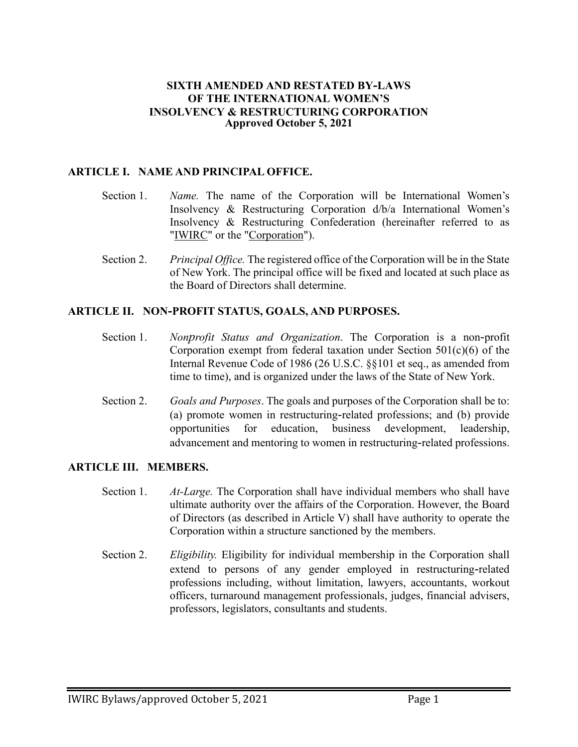# SIXTH AMENDED AND RESTATED BY-LAWS OF THE INTERNATIONAL WOMEN'S INSOLVENCY & RESTRUCTURING CORPORATION

**Approved October 5, 2021**

## ARTICLE I. NAME AND PRINCIPAL OFFICE.

Section 1. *Name.* The name of the Corporation will be International Women's Insolvency & Restructuring Corporation d/b/a International Women's Insolvency & Restructuring Confederation (hereinafter referred to as "IWIRC" or the "Corporation").

Section 2. *Principal Office.* The registered office of the Corporation will be in the State of New York. The principal office will be fixed and located at such place as the Board of Directors shall determine.

## ARTICLE II. NON-PROFIT STATUS, GOALS, AND PURPOSES.

Section 1. *Nonprofit Status and Organization*. The Corporation is a non-profit Corporation exempt from federal taxation under Section 501(c)(6) of the Internal Revenue Code of 1986 (26 U.S.C. §§101 et seq., as amended from time to time), and is organized under the laws of the State of New York.

Section 2. *Goals and Purposes*. The goals and purposes of the Corporation shall be to: (a) promote women in restructuring-related professions; and (b) provide opportunities for education, business development, leadership, advancement and mentoring to women in restructuring-related professions.

## ARTICLE III. MEMBERS.

Section 1. *At-Large.* The Corporation shall have individual members who shall have ultimate authority over the affairs of the Corporation. However, the Board of Directors (as described in Article V) shall have authority to operate the Corporation within a structure sanctioned by the members.

Section 2. *Eligibility.* Eligibility for individual membership in the Corporation shall extend to persons of any gender employed in restructuring-related professions including, without limitation, lawyers, accountants, workout officers, turnaround management professionals, judges, financial advisers, professors, legislators, consultants and students.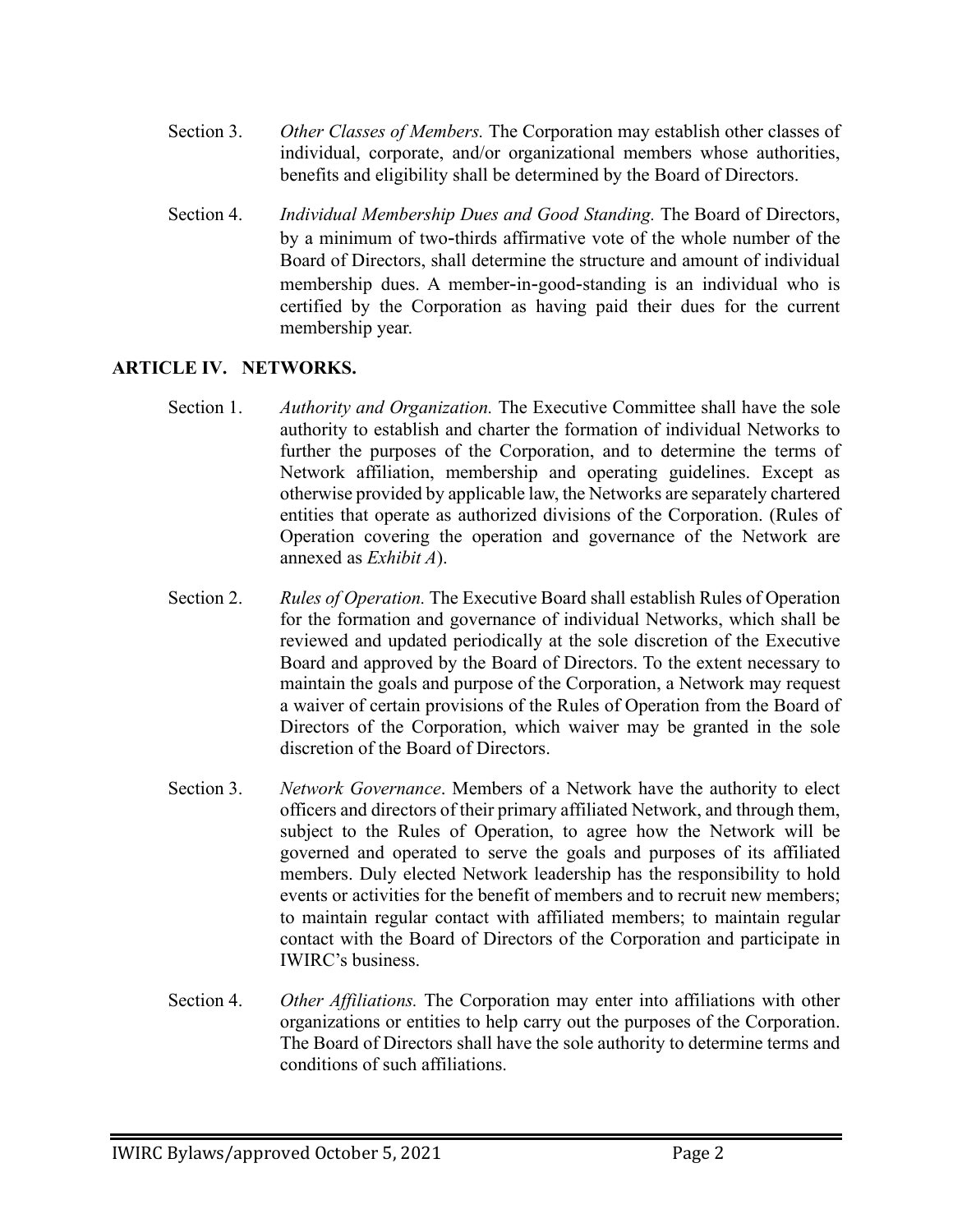Section 3. *Other Classes of Members.* The Corporation may establish other classes of individual, corporate, and/or organizational members whose authorities, benefits and eligibility shall be determined by the Board of Directors.

Section 4. *Individual Membership Dues and Good Standing.* The Board of Directors, by a minimum of two-thirds affirmative vote of the whole number of the Board of Directors, shall determine the structure and amount of individual membership dues. A member-in-good-standing is an individual who is certified by the Corporation as having paid their dues for the current membership year.

## ARTICLE IV. NETWORKS.

Section 1. *Authority and Organization.* The Executive Committee shall have the sole authority to establish and charter the formation of individual Networks to further the purposes of the Corporation, and to determine the terms of Network affiliation, membership and operating guidelines. Except as otherwise provided by applicable law, the Networks are separately chartered entities that operate as authorized divisions of the Corporation. (Rules of Operation covering the operation and governance of the Network are annexed as *Exhibit A*).

Section 2. *Rules of Operation.* The Executive Board shall establish Rules of Operation for the formation and governance of individual Networks, which shall be reviewed and updated periodically at the sole discretion of the Executive Board and approved by the Board of Directors. To the extent necessary to maintain the goals and purpose of the Corporation, a Network may request a waiver of certain provisions of the Rules of Operation from the Board of Directors of the Corporation, which waiver may be granted in the sole discretion of the Board of Directors.

Section 3. *Network Governance*. Members of a Network have the authority to elect officers and directors of their primary affiliated Network, and through them, subject to the Rules of Operation, to agree how the Network will be governed and operated to serve the goals and purposes of its affiliated members. Duly elected Network leadership has the responsibility to hold events or activities for the benefit of members and to recruit new members; to maintain regular contact with affiliated members; to maintain regular contact with the Board of Directors of the Corporation and participate in IWIRC's business.

Section 4. *Other Affiliations.* The Corporation may enter into affiliations with other organizations or entities to help carry out the purposes of the Corporation. The Board of Directors shall have the sole authority to determine terms and conditions of such affiliations.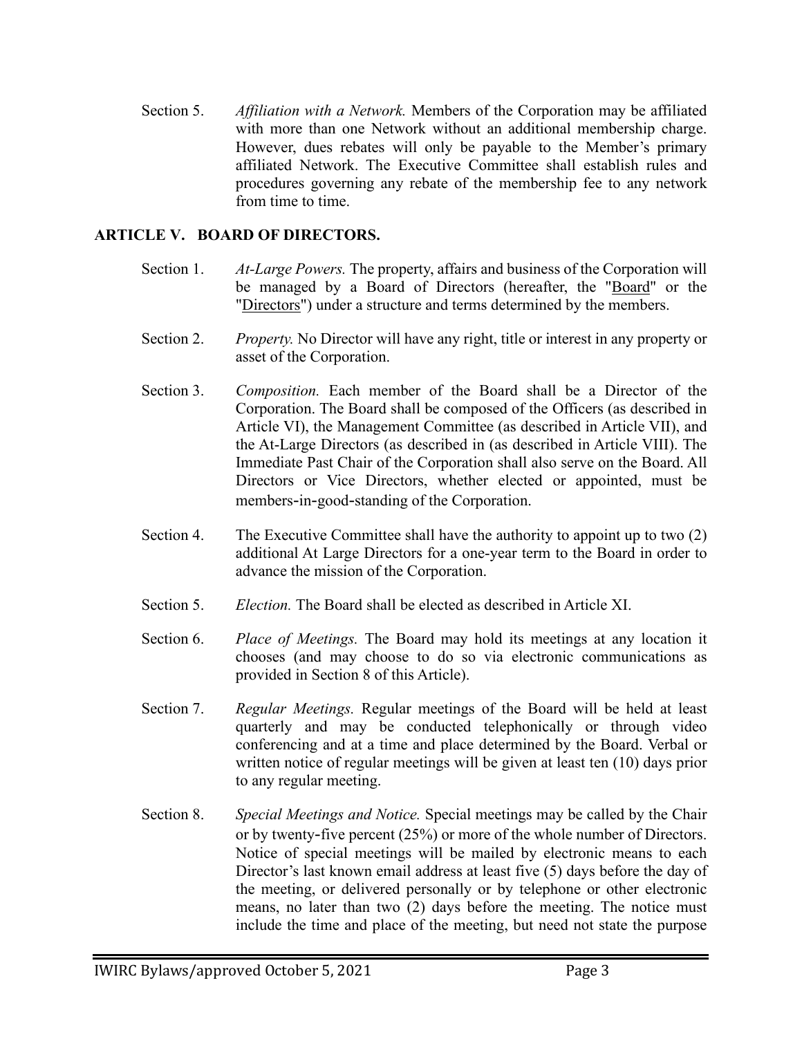Section 5. *Affiliation with a Network.* Members of the Corporation may be affiliated with more than one Network without an additional membership charge. However, dues rebates will only be payable to the Member's primary affiliated Network. The Executive Committee shall establish rules and procedures governing any rebate of the membership fee to any network from time to time.

## ARTICLE V. BOARD OF DIRECTORS.

Section 1. *At-Large Powers.* The property, affairs and business of the Corporation will be managed by a Board of Directors (hereafter, the "Board" or the "Directors") under a structure and terms determined by the members.

Section 2. *Property.* No Director will have any right, title or interest in any property or asset of the Corporation.

Section 3. *Composition.* Each member of the Board shall be a Director of the Corporation. The Board shall be composed of the Officers (as described in Article VI), the Management Committee (as described in Article VII), and the At-Large Directors (as described in (as described in Article VIII). The Immediate Past Chair of the Corporation shall also serve on the Board. All Directors or Vice Directors, whether elected or appointed, must be members-in-good-standing of the Corporation.

Section 4. The Executive Committee shall have the authority to appoint up to two (2) additional At Large Directors for a one-year term to the Board in order to advance the mission of the Corporation.

Section 5. *Election.* The Board shall be elected as described in Article XI.

Section 6. *Place of Meetings.* The Board may hold its meetings at any location it chooses (and may choose to do so via electronic communications as provided in Section 8 of this Article).

Section 7. *Regular Meetings.* Regular meetings of the Board will be held at least quarterly and may be conducted telephonically or through video conferencing and at a time and place determined by the Board. Verbal or written notice of regular meetings will be given at least ten (10) days prior to any regular meeting.

Section 8. *Special Meetings and Notice.* Special meetings may be called by the Chair or by twenty-five percent (25%) or more of the whole number of Directors. Notice of special meetings will be mailed by electronic means to each Director's last known email address at least five (5) days before the day of the meeting, or delivered personally or by telephone or other electronic means, no later than two (2) days before the meeting. The notice must include the time and place of the meeting, but need not state the purpose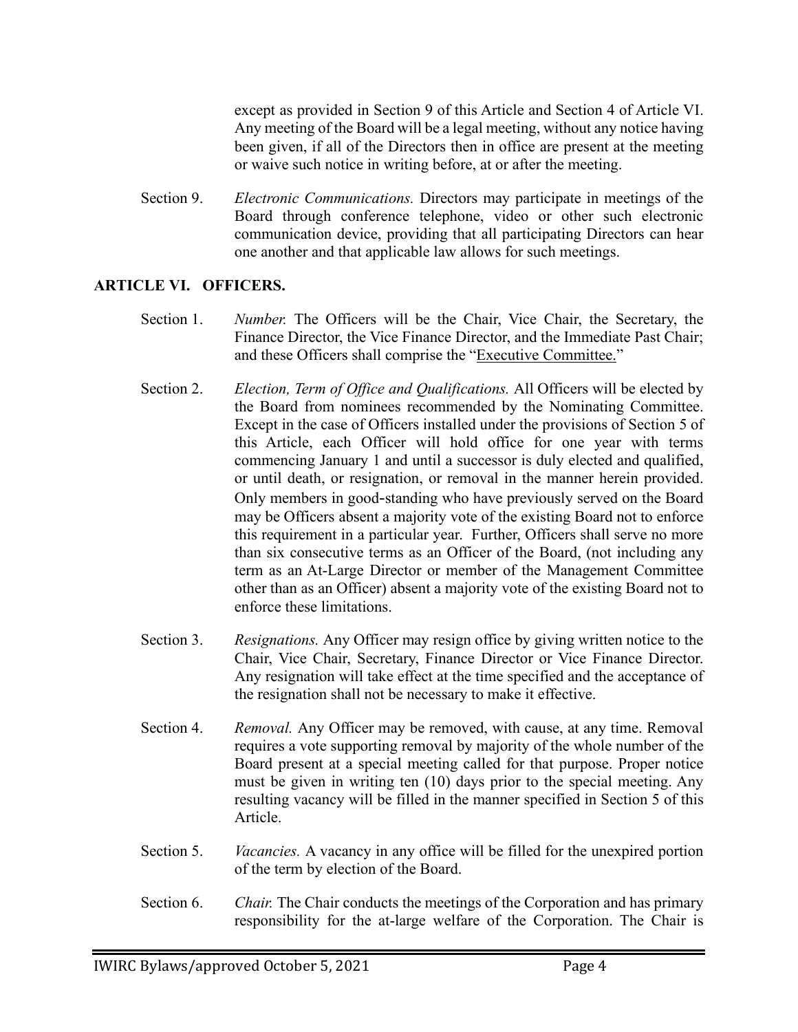except as provided in Section 9 of this Article and Section 4 of Article VI. Any meeting of the Board will be a legal meeting, without any notice having been given, if all of the Directors then in office are present at the meeting or waive such notice in writing before, at or after the meeting.

Section 9. *Electronic Communications.* Directors may participate in meetings of the Board through conference telephone, video or other such electronic communication device, providing that all participating Directors can hear one another and that applicable law allows for such meetings.

## ARTICLE VI. OFFICERS.

Section 1. *Number.* The Officers will be the Chair, Vice Chair, the Secretary, the Finance Director, the Vice Finance Director, and the Immediate Past Chair; and these Officers shall comprise the "Executive Committee."

Section 2. *Election, Term of Office and Qualifications.* All Officers will be elected by the Board from nominees recommended by the Nominating Committee. Except in the case of Officers installed under the provisions of Section 5 of this Article, each Officer will hold office for one year with terms commencing January 1 and until a successor is duly elected and qualified, or until death, or resignation, or removal in the manner herein provided. Only members in good-standing who have previously served on the Board may be Officers absent a majority vote of the existing Board not to enforce this requirement in a particular year. Further, Officers shall serve no more than six consecutive terms as an Officer of the Board, (not including any term as an At-Large Director or member of the Management Committee other than as an Officer) absent a majority vote of the existing Board not to enforce these limitations.

Section 3. *Resignations.* Any Officer may resign office by giving written notice to the Chair, Vice Chair, Secretary, Finance Director or Vice Finance Director. Any resignation will take effect at the time specified and the acceptance of the resignation shall not be necessary to make it effective.

Section 4. *Removal.* Any Officer may be removed, with cause, at any time. Removal requires a vote supporting removal by majority of the whole number of the Board present at a special meeting called for that purpose. Proper notice must be given in writing ten (10) days prior to the special meeting. Any resulting vacancy will be filled in the manner specified in Section 5 of this Article.

Section 5. *Vacancies.* A vacancy in any office will be filled for the unexpired portion of the term by election of the Board.

Section 6. *Chair.* The Chair conducts the meetings of the Corporation and has primary responsibility for the at-large welfare of the Corporation. The Chair is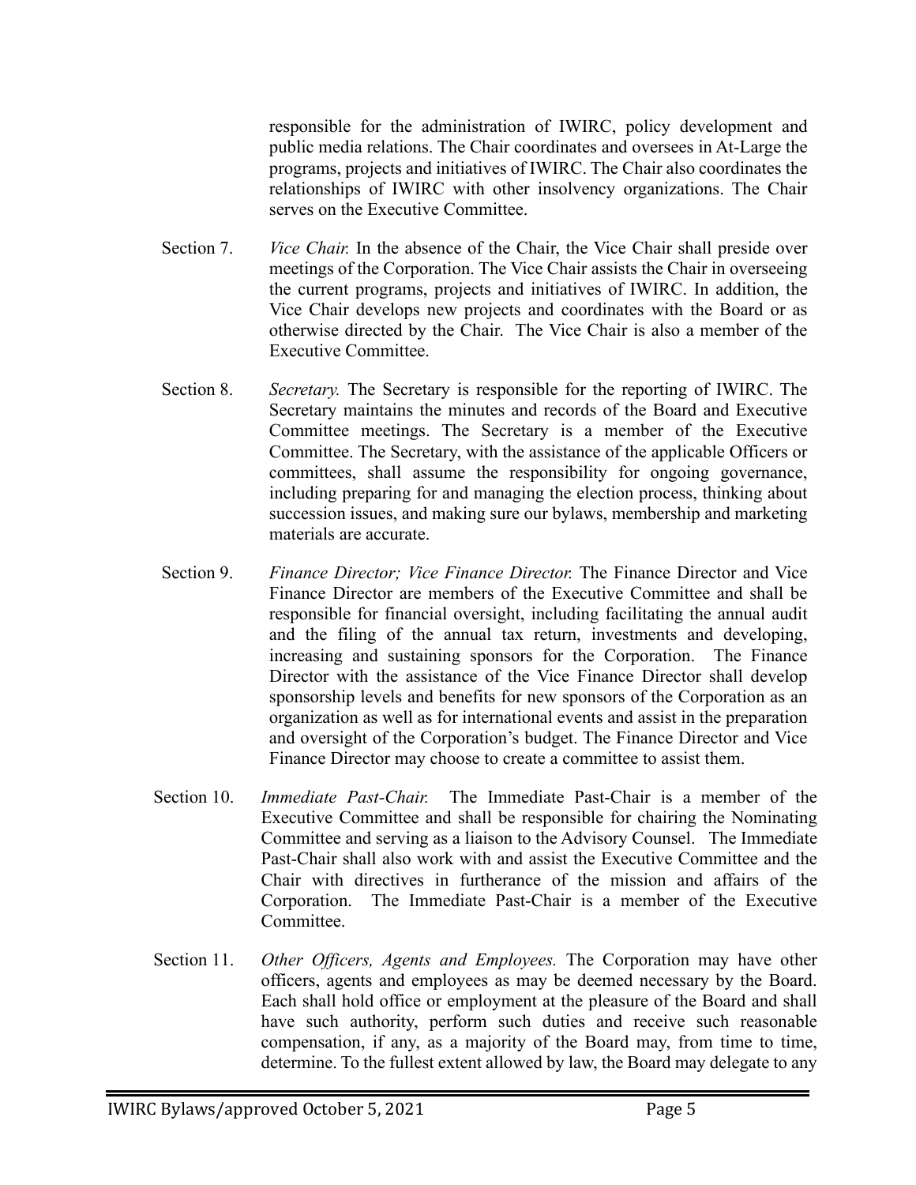responsible for the administration of IWIRC, policy development and public media relations. The Chair coordinates and oversees in At-Large the programs, projects and initiatives of IWIRC. The Chair also coordinates the relationships of IWIRC with other insolvency organizations. The Chair serves on the Executive Committee.

Section 7. *Vice Chair.* In the absence of the Chair, the Vice Chair shall preside over meetings of the Corporation. The Vice Chair assists the Chair in overseeing the current programs, projects and initiatives of IWIRC. In addition, the Vice Chair develops new projects and coordinates with the Board or as otherwise directed by the Chair. The Vice Chair is also a member of the Executive Committee.

Section 8. *Secretary.* The Secretary is responsible for the reporting of IWIRC. The Secretary maintains the minutes and records of the Board and Executive Committee meetings. The Secretary is a member of the Executive Committee. The Secretary, with the assistance of the applicable Officers or committees, shall assume the responsibility for ongoing governance, including preparing for and managing the election process, thinking about succession issues, and making sure our bylaws, membership and marketing materials are accurate.

Section 9. *Finance Director; Vice Finance Director.* The Finance Director and Vice Finance Director are members of the Executive Committee and shall be responsible for financial oversight, including facilitating the annual audit and the filing of the annual tax return, investments and developing, increasing and sustaining sponsors for the Corporation. The Finance Director with the assistance of the Vice Finance Director shall develop sponsorship levels and benefits for new sponsors of the Corporation as an organization as well as for international events and assist in the preparation and oversight of the Corporation's budget. The Finance Director and Vice Finance Director may choose to create a committee to assist them.

Section 10. *Immediate Past-Chair.* The Immediate Past-Chair is a member of the Executive Committee and shall be responsible for chairing the Nominating Committee and serving as a liaison to the Advisory Counsel. The Immediate Past-Chair shall also work with and assist the Executive Committee and the Chair with directives in furtherance of the mission and affairs of the Corporation. The Immediate Past-Chair is a member of the Executive Committee.

Section 11. *Other Officers, Agents and Employees.* The Corporation may have other officers, agents and employees as may be deemed necessary by the Board. Each shall hold office or employment at the pleasure of the Board and shall have such authority, perform such duties and receive such reasonable compensation, if any, as a majority of the Board may, from time to time, determine. To the fullest extent allowed by law, the Board may delegate to any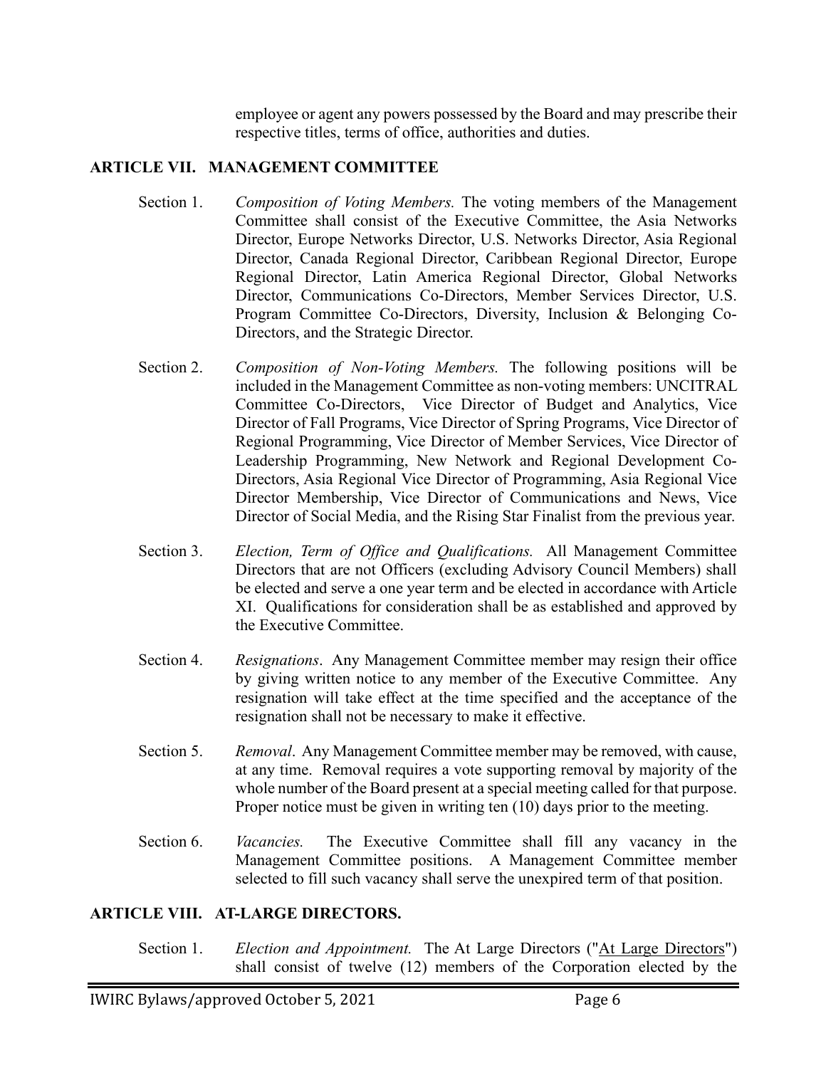employee or agent any powers possessed by the Board and may prescribe their respective titles, terms of office, authorities and duties.

## ARTICLE VII. MANAGEMENT COMMITTEE

Section 1. *Composition of Voting Members.* The voting members of the Management Committee shall consist of the Executive Committee, the Asia Networks Director, Europe Networks Director, U.S. Networks Director, Asia Regional Director, Canada Regional Director, Caribbean Regional Director, Europe Regional Director, Latin America Regional Director, Global Networks Director, Communications Co-Directors, Member Services Director, U.S. Program Committee Co-Directors, Diversity, Inclusion & Belonging Co-Directors, and the Strategic Director.

Section 2. *Composition of Non-Voting Members.* The following positions will be included in the Management Committee as non-voting members: UNCITRAL Committee Co-Directors, Vice Director of Budget and Analytics, Vice Director of Fall Programs, Vice Director of Spring Programs, Vice Director of Regional Programming, Vice Director of Member Services, Vice Director of Leadership Programming, New Network and Regional Development Co-Directors, Asia Regional Vice Director of Programming, Asia Regional Vice Director Membership, Vice Director of Communications and News, Vice Director of Social Media, and the Rising Star Finalist from the previous year.

Section 3. *Election, Term of Office and Qualifications.* All Management Committee Directors that are not Officers (excluding Advisory Council Members) shall be elected and serve a one year term and be elected in accordance with Article XI. Qualifications for consideration shall be as established and approved by the Executive Committee.

Section 4. *Resignations*. Any Management Committee member may resign their office by giving written notice to any member of the Executive Committee. Any resignation will take effect at the time specified and the acceptance of the resignation shall not be necessary to make it effective.

Section 5. *Removal*. Any Management Committee member may be removed, with cause, at any time. Removal requires a vote supporting removal by majority of the whole number of the Board present at a special meeting called for that purpose. Proper notice must be given in writing ten (10) days prior to the meeting.

Section 6. *Vacancies.* The Executive Committee shall fill any vacancy in the Management Committee positions. A Management Committee member selected to fill such vacancy shall serve the unexpired term of that position.

## ARTICLE VIII. AT-LARGE DIRECTORS.

Section 1. *Election and Appointment.* The At Large Directors ("At Large Directors") shall consist of twelve (12) members of the Corporation elected by the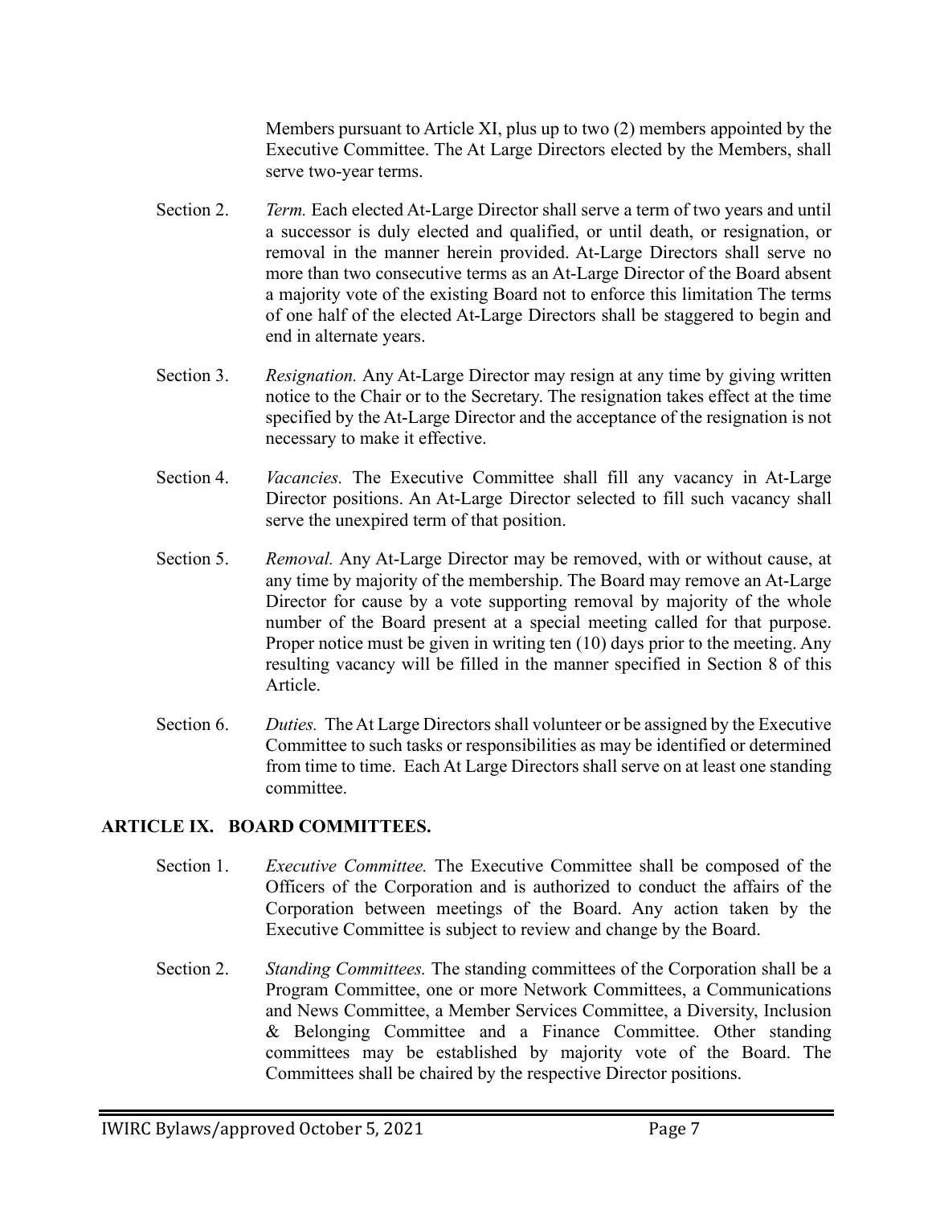Members pursuant to Article XI, plus up to two (2) members appointed by the Executive Committee. The At Large Directors elected by the Members, shall serve two-year terms.

Section 2. *Term.* Each elected At-Large Director shall serve a term of two years and until a successor is duly elected and qualified, or until death, or resignation, or removal in the manner herein provided. At-Large Directors shall serve no more than two consecutive terms as an At-Large Director of the Board absent a majority vote of the existing Board not to enforce this limitation The terms of one half of the elected At-Large Directors shall be staggered to begin and end in alternate years.

Section 3. *Resignation.* Any At-Large Director may resign at any time by giving written notice to the Chair or to the Secretary. The resignation takes effect at the time specified by the At-Large Director and the acceptance of the resignation is not necessary to make it effective.

Section 4. *Vacancies.* The Executive Committee shall fill any vacancy in At-Large Director positions. An At-Large Director selected to fill such vacancy shall serve the unexpired term of that position.

Section 5. *Removal.* Any At-Large Director may be removed, with or without cause, at any time by majority of the membership. The Board may remove an At-Large Director for cause by a vote supporting removal by majority of the whole number of the Board present at a special meeting called for that purpose. Proper notice must be given in writing ten (10) days prior to the meeting. Any resulting vacancy will be filled in the manner specified in Section 8 of this Article.

Section 6. *Duties.* The At Large Directors shall volunteer or be assigned by the Executive Committee to such tasks or responsibilities as may be identified or determined from time to time. Each At Large Directors shall serve on at least one standing committee.

## ARTICLE IX. BOARD COMMITTEES.

Section 1. *Executive Committee.* The Executive Committee shall be composed of the Officers of the Corporation and is authorized to conduct the affairs of the Corporation between meetings of the Board. Any action taken by the Executive Committee is subject to review and change by the Board.

Section 2. *Standing Committees.* The standing committees of the Corporation shall be a Program Committee, one or more Network Committees, a Communications and News Committee, a Member Services Committee, a Diversity, Inclusion & Belonging Committee and a Finance Committee. Other standing committees may be established by majority vote of the Board. The Committees shall be chaired by the respective Director positions.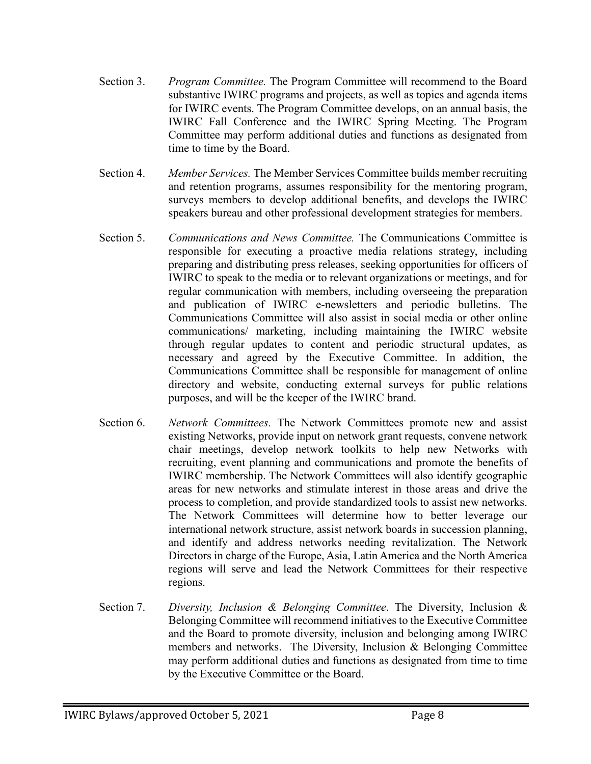Section 3. *Program Committee.* The Program Committee will recommend to the Board substantive IWIRC programs and projects, as well as topics and agenda items for IWIRC events. The Program Committee develops, on an annual basis, the IWIRC Fall Conference and the IWIRC Spring Meeting. The Program Committee may perform additional duties and functions as designated from time to time by the Board.

Section 4. *Member Services.* The Member Services Committee builds member recruiting and retention programs, assumes responsibility for the mentoring program, surveys members to develop additional benefits, and develops the IWIRC speakers bureau and other professional development strategies for members.

Section 5. *Communications and News Committee.* The Communications Committee is responsible for executing a proactive media relations strategy, including preparing and distributing press releases, seeking opportunities for officers of IWIRC to speak to the media or to relevant organizations or meetings, and for regular communication with members, including overseeing the preparation and publication of IWIRC e-newsletters and periodic bulletins. The Communications Committee will also assist in social media or other online communications/ marketing, including maintaining the IWIRC website through regular updates to content and periodic structural updates, as necessary and agreed by the Executive Committee. In addition, the Communications Committee shall be responsible for management of online directory and website, conducting external surveys for public relations purposes, and will be the keeper of the IWIRC brand.

Section 6. *Network Committees.* The Network Committees promote new and assist existing Networks, provide input on network grant requests, convene network chair meetings, develop network toolkits to help new Networks with recruiting, event planning and communications and promote the benefits of IWIRC membership. The Network Committees will also identify geographic areas for new networks and stimulate interest in those areas and drive the process to completion, and provide standardized tools to assist new networks. The Network Committees will determine how to better leverage our international network structure, assist network boards in succession planning, and identify and address networks needing revitalization. The Network Directors in charge of the Europe, Asia, Latin America and the North America regions will serve and lead the Network Committees for their respective regions.

Section 7. *Diversity, Inclusion & Belonging Committee*. The Diversity, Inclusion & Belonging Committee will recommend initiatives to the Executive Committee and the Board to promote diversity, inclusion and belonging among IWIRC members and networks. The Diversity, Inclusion & Belonging Committee may perform additional duties and functions as designated from time to time by the Executive Committee or the Board.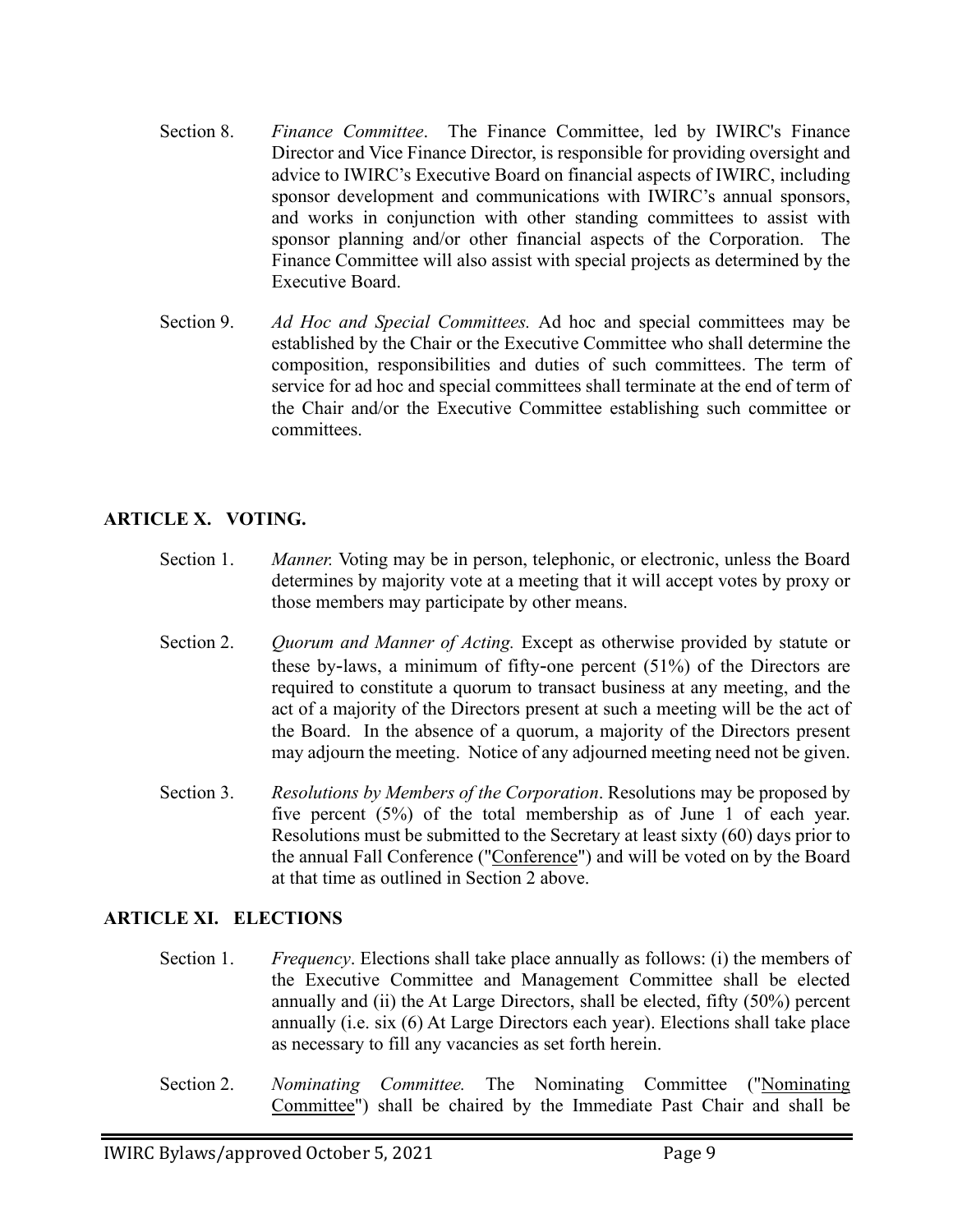Section 8. *Finance Committee*. The Finance Committee, led by IWIRC's Finance Director and Vice Finance Director, is responsible for providing oversight and advice to IWIRC's Executive Board on financial aspects of IWIRC, including sponsor development and communications with IWIRC's annual sponsors, and works in conjunction with other standing committees to assist with sponsor planning and/or other financial aspects of the Corporation. The Finance Committee will also assist with special projects as determined by the Executive Board.

Section 9. *Ad Hoc and Special Committees.* Ad hoc and special committees may be established by the Chair or the Executive Committee who shall determine the composition, responsibilities and duties of such committees. The term of service for ad hoc and special committees shall terminate at the end of term of the Chair and/or the Executive Committee establishing such committee or committees.

## ARTICLE X. VOTING.

Section 1. *Manner.* Voting may be in person, telephonic, or electronic, unless the Board determines by majority vote at a meeting that it will accept votes by proxy or those members may participate by other means.

Section 2. *Quorum and Manner of Acting.* Except as otherwise provided by statute or these by-laws, a minimum of fifty-one percent (51%) of the Directors are required to constitute a quorum to transact business at any meeting, and the act of a majority of the Directors present at such a meeting will be the act of the Board. In the absence of a quorum, a majority of the Directors present may adjourn the meeting. Notice of any adjourned meeting need not be given.

Section 3. *Resolutions by Members of the Corporation*. Resolutions may be proposed by five percent (5%) of the total membership as of June 1 of each year. Resolutions must be submitted to the Secretary at least sixty (60) days prior to the annual Fall Conference ("Conference") and will be voted on by the Board at that time as outlined in Section 2 above.

## ARTICLE XI. ELECTIONS

Section 1. *Frequency*. Elections shall take place annually as follows: (i) the members of the Executive Committee and Management Committee shall be elected annually and (ii) the At Large Directors, shall be elected, fifty (50%) percent annually (i.e. six (6) At Large Directors each year). Elections shall take place as necessary to fill any vacancies as set forth herein.

Section 2. *Nominating Committee.* The Nominating Committee ("Nominating Committee") shall be chaired by the Immediate Past Chair and shall be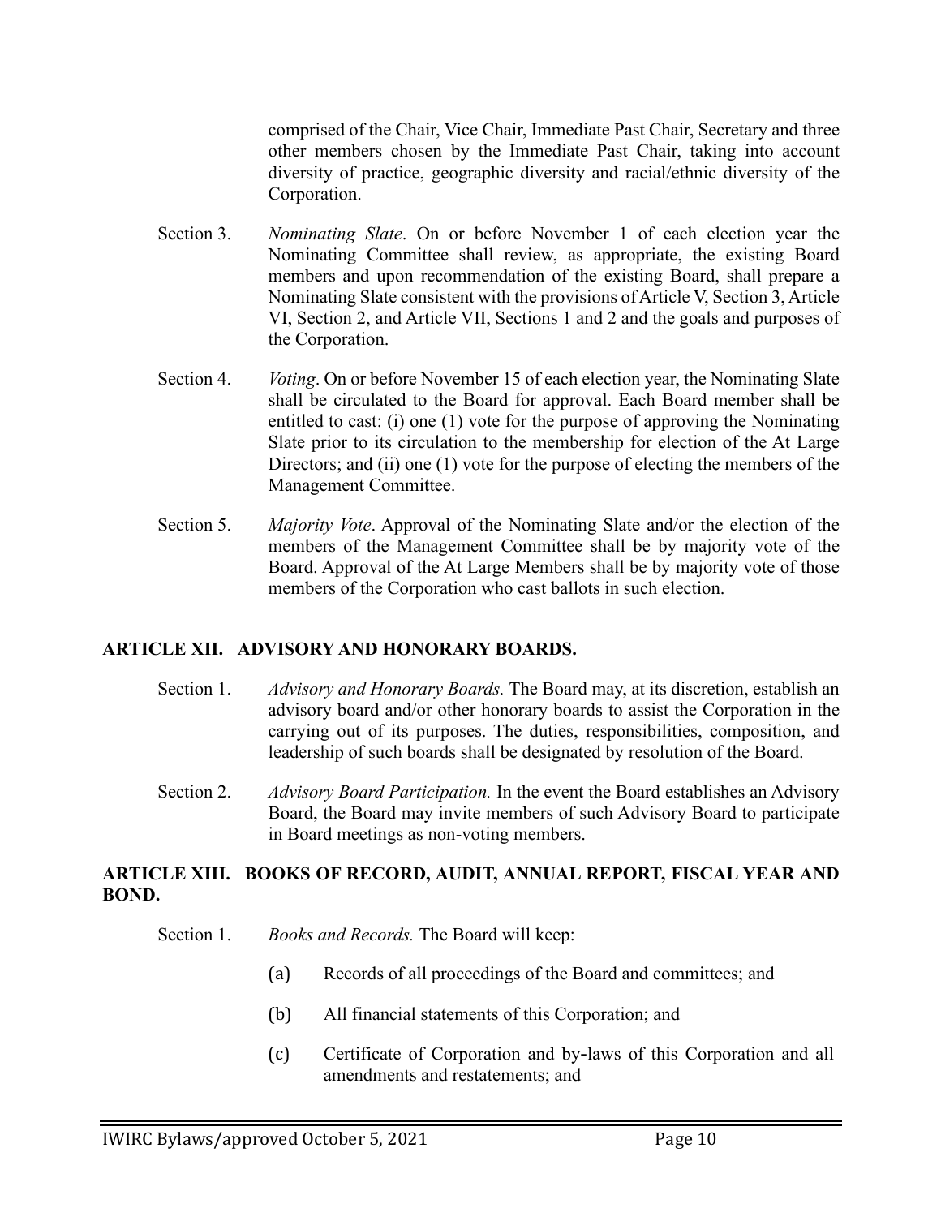comprised of the Chair, Vice Chair, Immediate Past Chair, Secretary and three other members chosen by the Immediate Past Chair, taking into account diversity of practice, geographic diversity and racial/ethnic diversity of the Corporation.

Section 3. *Nominating Slate*. On or before November 1 of each election year the Nominating Committee shall review, as appropriate, the existing Board members and upon recommendation of the existing Board, shall prepare a Nominating Slate consistent with the provisions of Article V, Section 3, Article VI, Section 2, and Article VII, Sections 1 and 2 and the goals and purposes of the Corporation.

Section 4. *Voting*. On or before November 15 of each election year, the Nominating Slate shall be circulated to the Board for approval. Each Board member shall be entitled to cast: (i) one (1) vote for the purpose of approving the Nominating Slate prior to its circulation to the membership for election of the At Large Directors; and (ii) one (1) vote for the purpose of electing the members of the Management Committee.

Section 5. *Majority Vote*. Approval of the Nominating Slate and/or the election of the members of the Management Committee shall be by majority vote of the Board. Approval of the At Large Members shall be by majority vote of those members of the Corporation who cast ballots in such election.

## ARTICLE XII. ADVISORY AND HONORARY BOARDS.

Section 1. *Advisory and Honorary Boards.* The Board may, at its discretion, establish an advisory board and/or other honorary boards to assist the Corporation in the carrying out of its purposes. The duties, responsibilities, composition, and leadership of such boards shall be designated by resolution of the Board.

Section 2. *Advisory Board Participation.* In the event the Board establishes an Advisory Board, the Board may invite members of such Advisory Board to participate in Board meetings as non-voting members.

## ARTICLE XIII. BOOKS OF RECORD, AUDIT, ANNUAL REPORT, FISCAL YEAR AND BOND.

Section 1. *Books and Records.* The Board will keep:

(a) Records of all proceedings of the Board and committees; and

(b) All financial statements of this Corporation; and

(c) Certificate of Corporation and by-laws of this Corporation and all amendments and restatements; and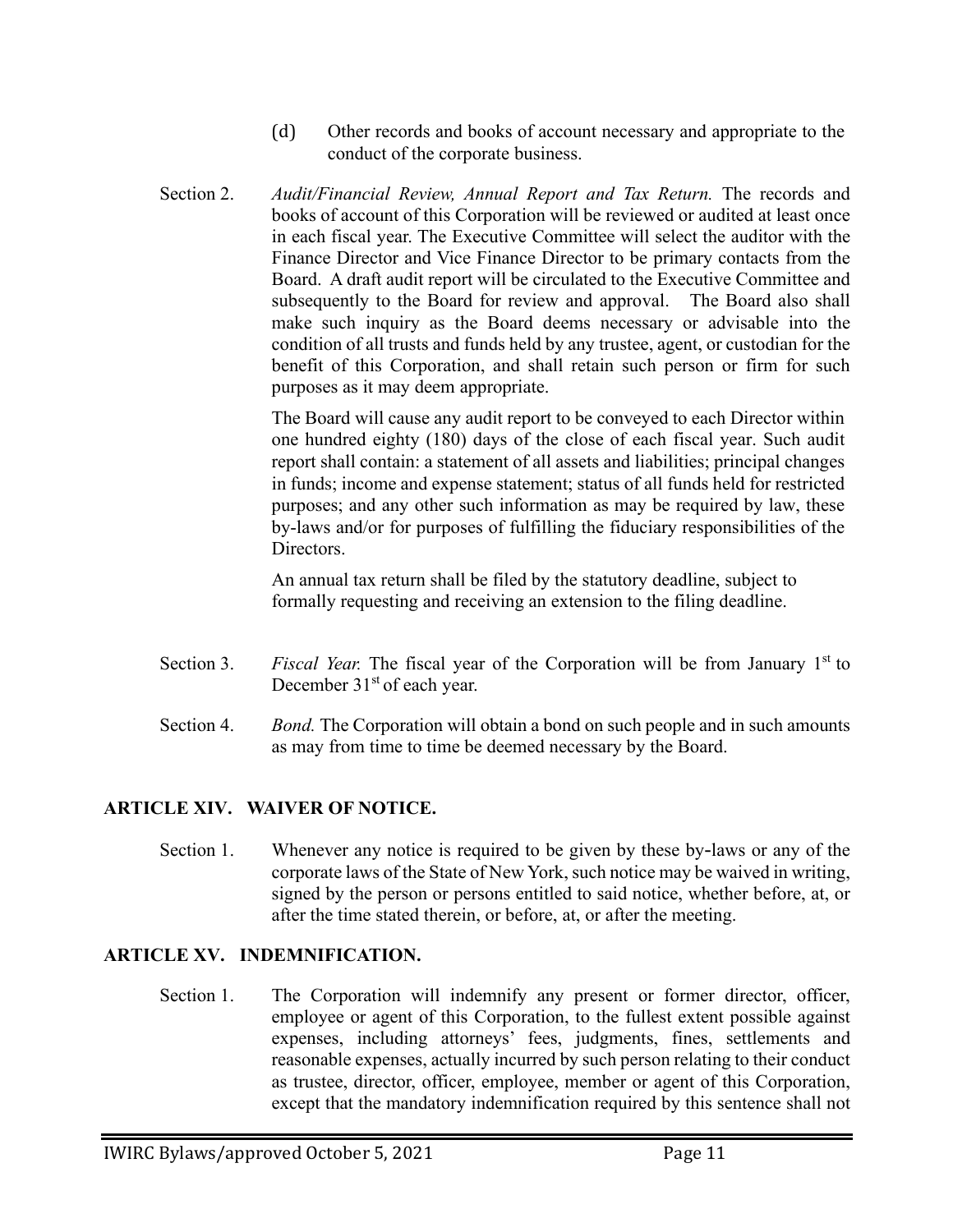(d) Other records and books of account necessary and appropriate to the conduct of the corporate business.

Section 2. *Audit/Financial Review, Annual Report and Tax Return.* The records and books of account of this Corporation will be reviewed or audited at least once in each fiscal year. The Executive Committee will select the auditor with the Finance Director and Vice Finance Director to be primary contacts from the Board. A draft audit report will be circulated to the Executive Committee and subsequently to the Board for review and approval. The Board also shall make such inquiry as the Board deems necessary or advisable into the condition of all trusts and funds held by any trustee, agent, or custodian for the benefit of this Corporation, and shall retain such person or firm for such purposes as it may deem appropriate.

The Board will cause any audit report to be conveyed to each Director within one hundred eighty (180) days of the close of each fiscal year. Such audit report shall contain: a statement of all assets and liabilities; principal changes in funds; income and expense statement; status of all funds held for restricted purposes; and any other such information as may be required by law, these by-laws and/or for purposes of fulfilling the fiduciary responsibilities of the Directors.

An annual tax return shall be filed by the statutory deadline, subject to formally requesting and receiving an extension to the filing deadline.

Section 3. *Fiscal Year.* The fiscal year of the Corporation will be from January 1st to December 31st of each year.

Section 4. *Bond.* The Corporation will obtain a bond on such people and in such amounts as may from time to time be deemed necessary by the Board.

## ARTICLE XIV. WAIVER OF NOTICE.

Section 1. Whenever any notice is required to be given by these by-laws or any of the corporate laws of the State of New York, such notice may be waived in writing, signed by the person or persons entitled to said notice, whether before, at, or after the time stated therein, or before, at, or after the meeting.

## ARTICLE XV. INDEMNIFICATION.

Section 1. The Corporation will indemnify any present or former director, officer, employee or agent of this Corporation, to the fullest extent possible against expenses, including attorneys' fees, judgments, fines, settlements and reasonable expenses, actually incurred by such person relating to their conduct as trustee, director, officer, employee, member or agent of this Corporation, except that the mandatory indemnification required by this sentence shall not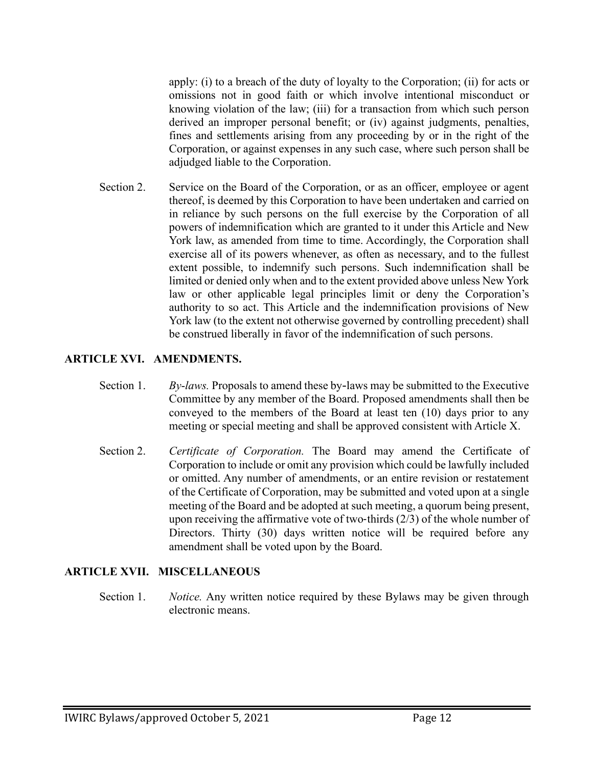apply: (i) to a breach of the duty of loyalty to the Corporation; (ii) for acts or omissions not in good faith or which involve intentional misconduct or knowing violation of the law; (iii) for a transaction from which such person derived an improper personal benefit; or (iv) against judgments, penalties, fines and settlements arising from any proceeding by or in the right of the Corporation, or against expenses in any such case, where such person shall be adjudged liable to the Corporation.

Section 2. Service on the Board of the Corporation, or as an officer, employee or agent thereof, is deemed by this Corporation to have been undertaken and carried on in reliance by such persons on the full exercise by the Corporation of all powers of indemnification which are granted to it under this Article and New York law, as amended from time to time. Accordingly, the Corporation shall exercise all of its powers whenever, as often as necessary, and to the fullest extent possible, to indemnify such persons. Such indemnification shall be limited or denied only when and to the extent provided above unless New York law or other applicable legal principles limit or deny the Corporation's authority to so act. This Article and the indemnification provisions of New York law (to the extent not otherwise governed by controlling precedent) shall be construed liberally in favor of the indemnification of such persons.

## ARTICLE XVI. AMENDMENTS.

Section 1. *By-laws.* Proposals to amend these by-laws may be submitted to the Executive Committee by any member of the Board. Proposed amendments shall then be conveyed to the members of the Board at least ten (10) days prior to any meeting or special meeting and shall be approved consistent with Article X.

Section 2. *Certificate of Corporation.* The Board may amend the Certificate of Corporation to include or omit any provision which could be lawfully included or omitted. Any number of amendments, or an entire revision or restatement of the Certificate of Corporation, may be submitted and voted upon at a single meeting of the Board and be adopted at such meeting, a quorum being present, upon receiving the affirmative vote of two-thirds (2/3) of the whole number of Directors. Thirty (30) days written notice will be required before any amendment shall be voted upon by the Board.

## ARTICLE XVII. MISCELLANEOUS

Section 1. *Notice.* Any written notice required by these Bylaws may be given through electronic means.